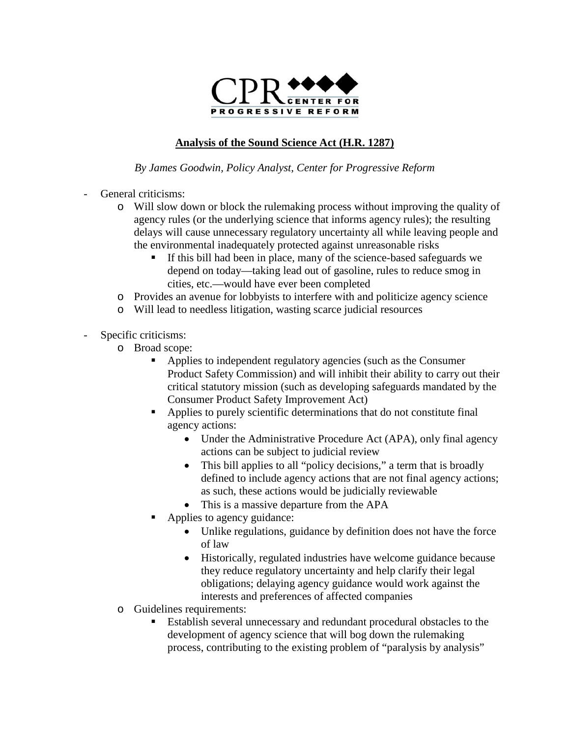CPR CENTER FOR PROGRESSIVE REFORM

**Analysis of the Sound Science Act (H.R. 1287)**

*By James Goodwin, Policy Analyst, Center for Progressive Reform*

- General criticisms:
  - Will slow down or block the rulemaking process without improving the quality of agency rules (or the underlying science that informs agency rules); the resulting delays will cause unnecessary regulatory uncertainty all while leaving people and the environmental inadequately protected against unreasonable risks
    - If this bill had been in place, many of the science-based safeguards we depend on today—taking lead out of gasoline, rules to reduce smog in cities, etc.—would have ever been completed
  - Provides an avenue for lobbyists to interfere with and politicize agency science
  - Will lead to needless litigation, wasting scarce judicial resources

- Specific criticisms:
  - Broad scope:
    - Applies to independent regulatory agencies (such as the Consumer Product Safety Commission) and will inhibit their ability to carry out their critical statutory mission (such as developing safeguards mandated by the Consumer Product Safety Improvement Act)
    - Applies to purely scientific determinations that do not constitute final agency actions:
      - Under the Administrative Procedure Act (APA), only final agency actions can be subject to judicial review
      - This bill applies to all "policy decisions," a term that is broadly defined to include agency actions that are not final agency actions; as such, these actions would be judicially reviewable
      - This is a massive departure from the APA
    - Applies to agency guidance:
      - Unlike regulations, guidance by definition does not have the force of law
      - Historically, regulated industries have welcome guidance because they reduce regulatory uncertainty and help clarify their legal obligations; delaying agency guidance would work against the interests and preferences of affected companies
  - Guidelines requirements:
    - Establish several unnecessary and redundant procedural obstacles to the development of agency science that will bog down the rulemaking process, contributing to the existing problem of "paralysis by analysis"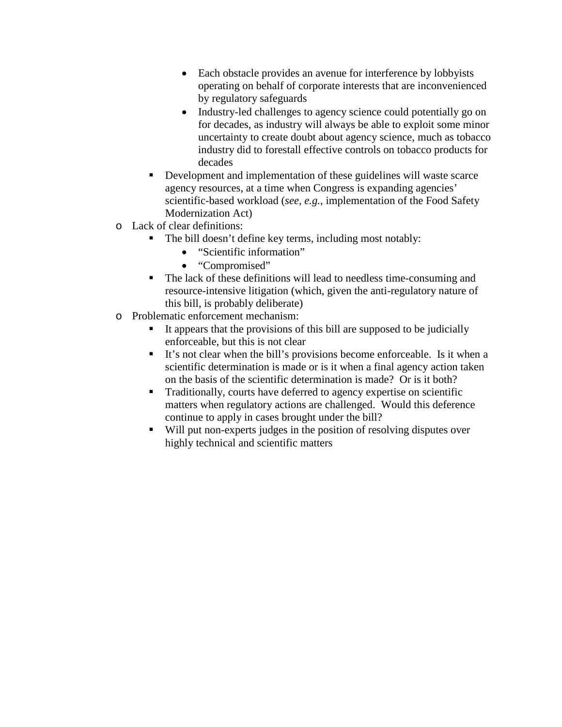- Each obstacle provides an avenue for interference by lobbyists operating on behalf of corporate interests that are inconvenienced by regulatory safeguards
      - Industry-led challenges to agency science could potentially go on for decades, as industry will always be able to exploit some minor uncertainty to create doubt about agency science, much as tobacco industry did to forestall effective controls on tobacco products for decades
    - Development and implementation of these guidelines will waste scarce agency resources, at a time when Congress is expanding agencies' scientific-based workload (*see, e.g.*, implementation of the Food Safety Modernization Act)
  - Lack of clear definitions:
    - The bill doesn't define key terms, including most notably:
      - "Scientific information"
      - "Compromised"
    - The lack of these definitions will lead to needless time-consuming and resource-intensive litigation (which, given the anti-regulatory nature of this bill, is probably deliberate)
  - Problematic enforcement mechanism:
    - It appears that the provisions of this bill are supposed to be judicially enforceable, but this is not clear
    - It's not clear when the bill's provisions become enforceable. Is it when a scientific determination is made or is it when a final agency action taken on the basis of the scientific determination is made? Or is it both?
    - Traditionally, courts have deferred to agency expertise on scientific matters when regulatory actions are challenged. Would this deference continue to apply in cases brought under the bill?
    - Will put non-experts judges in the position of resolving disputes over highly technical and scientific matters